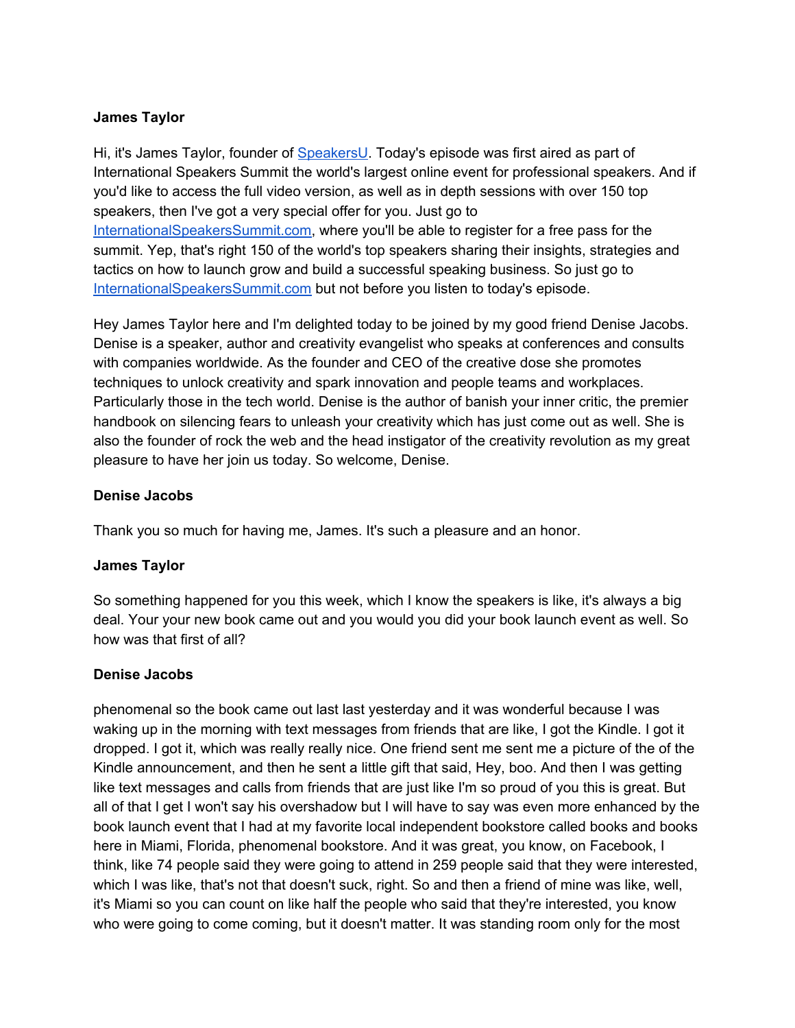**James Taylor**

Hi, it's James Taylor, founder of [SpeakersU](). Today's episode was first aired as part of International Speakers Summit the world's largest online event for professional speakers. And if you'd like to access the full video version, as well as in depth sessions with over 150 top speakers, then I've got a very special offer for you. Just go to [InternationalSpeakersSummit.com](), where you'll be able to register for a free pass for the summit. Yep, that's right 150 of the world's top speakers sharing their insights, strategies and tactics on how to launch grow and build a successful speaking business. So just go to [InternationalSpeakersSummit.com]() but not before you listen to today's episode.

Hey James Taylor here and I'm delighted today to be joined by my good friend Denise Jacobs. Denise is a speaker, author and creativity evangelist who speaks at conferences and consults with companies worldwide. As the founder and CEO of the creative dose she promotes techniques to unlock creativity and spark innovation and people teams and workplaces. Particularly those in the tech world. Denise is the author of banish your inner critic, the premier handbook on silencing fears to unleash your creativity which has just come out as well. She is also the founder of rock the web and the head instigator of the creativity revolution as my great pleasure to have her join us today. So welcome, Denise.

**Denise Jacobs**

Thank you so much for having me, James. It's such a pleasure and an honor.

**James Taylor**

So something happened for you this week, which I know the speakers is like, it's always a big deal. Your your new book came out and you would you did your book launch event as well. So how was that first of all?

**Denise Jacobs**

phenomenal so the book came out last last yesterday and it was wonderful because I was waking up in the morning with text messages from friends that are like, I got the Kindle. I got it dropped. I got it, which was really really nice. One friend sent me sent me a picture of the of the Kindle announcement, and then he sent a little gift that said, Hey, boo. And then I was getting like text messages and calls from friends that are just like I'm so proud of you this is great. But all of that I get I won't say his overshadow but I will have to say was even more enhanced by the book launch event that I had at my favorite local independent bookstore called books and books here in Miami, Florida, phenomenal bookstore. And it was great, you know, on Facebook, I think, like 74 people said they were going to attend in 259 people said that they were interested, which I was like, that's not that doesn't suck, right. So and then a friend of mine was like, well, it's Miami so you can count on like half the people who said that they're interested, you know who were going to come coming, but it doesn't matter. It was standing room only for the most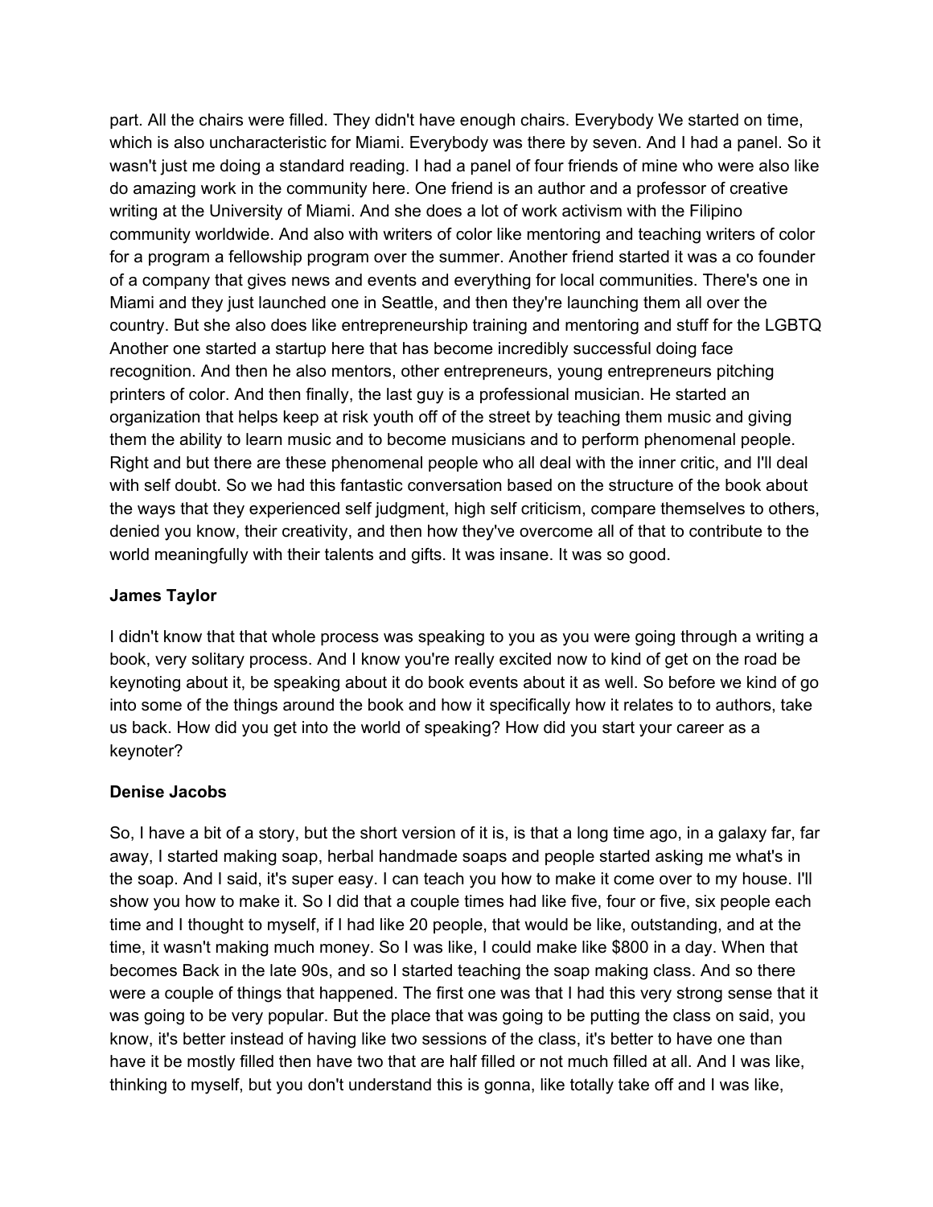part. All the chairs were filled. They didn't have enough chairs. Everybody We started on time, which is also uncharacteristic for Miami. Everybody was there by seven. And I had a panel. So it wasn't just me doing a standard reading. I had a panel of four friends of mine who were also like do amazing work in the community here. One friend is an author and a professor of creative writing at the University of Miami. And she does a lot of work activism with the Filipino community worldwide. And also with writers of color like mentoring and teaching writers of color for a program a fellowship program over the summer. Another friend started it was a co founder of a company that gives news and events and everything for local communities. There's one in Miami and they just launched one in Seattle, and then they're launching them all over the country. But she also does like entrepreneurship training and mentoring and stuff for the LGBTQ Another one started a startup here that has become incredibly successful doing face recognition. And then he also mentors, other entrepreneurs, young entrepreneurs pitching printers of color. And then finally, the last guy is a professional musician. He started an organization that helps keep at risk youth off of the street by teaching them music and giving them the ability to learn music and to become musicians and to perform phenomenal people. Right and but there are these phenomenal people who all deal with the inner critic, and I'll deal with self doubt. So we had this fantastic conversation based on the structure of the book about the ways that they experienced self judgment, high self criticism, compare themselves to others, denied you know, their creativity, and then how they've overcome all of that to contribute to the world meaningfully with their talents and gifts. It was insane. It was so good.

**James Taylor**

I didn't know that that whole process was speaking to you as you were going through a writing a book, very solitary process. And I know you're really excited now to kind of get on the road be keynoting about it, be speaking about it do book events about it as well. So before we kind of go into some of the things around the book and how it specifically how it relates to to authors, take us back. How did you get into the world of speaking? How did you start your career as a keynoter?

**Denise Jacobs**

So, I have a bit of a story, but the short version of it is, is that a long time ago, in a galaxy far, far away, I started making soap, herbal handmade soaps and people started asking me what's in the soap. And I said, it's super easy. I can teach you how to make it come over to my house. I'll show you how to make it. So I did that a couple times had like five, four or five, six people each time and I thought to myself, if I had like 20 people, that would be like, outstanding, and at the time, it wasn't making much money. So I was like, I could make like $800 in a day. When that becomes Back in the late 90s, and so I started teaching the soap making class. And so there were a couple of things that happened. The first one was that I had this very strong sense that it was going to be very popular. But the place that was going to be putting the class on said, you know, it's better instead of having like two sessions of the class, it's better to have one than have it be mostly filled then have two that are half filled or not much filled at all. And I was like, thinking to myself, but you don't understand this is gonna, like totally take off and I was like,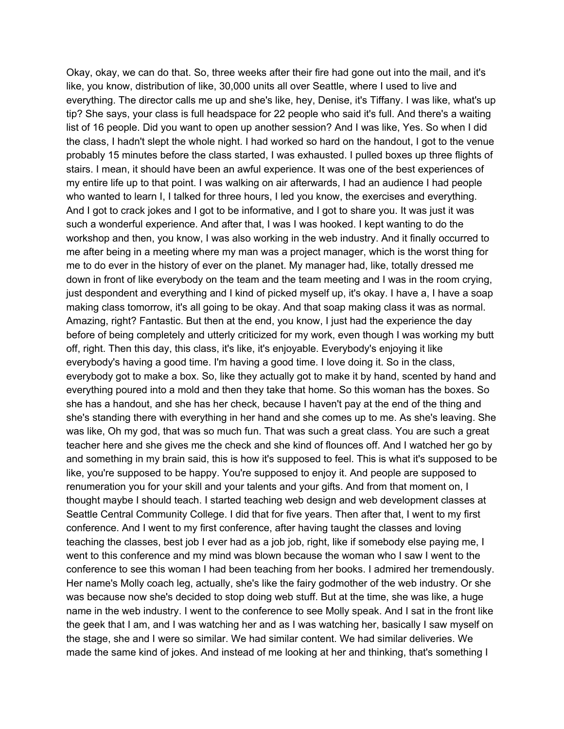Okay, okay, we can do that. So, three weeks after their fire had gone out into the mail, and it's like, you know, distribution of like, 30,000 units all over Seattle, where I used to live and everything. The director calls me up and she's like, hey, Denise, it's Tiffany. I was like, what's up tip? She says, your class is full headspace for 22 people who said it's full. And there's a waiting list of 16 people. Did you want to open up another session? And I was like, Yes. So when I did the class, I hadn't slept the whole night. I had worked so hard on the handout, I got to the venue probably 15 minutes before the class started, I was exhausted. I pulled boxes up three flights of stairs. I mean, it should have been an awful experience. It was one of the best experiences of my entire life up to that point. I was walking on air afterwards, I had an audience I had people who wanted to learn I, I talked for three hours, I led you know, the exercises and everything. And I got to crack jokes and I got to be informative, and I got to share you. It was just it was such a wonderful experience. And after that, I was I was hooked. I kept wanting to do the workshop and then, you know, I was also working in the web industry. And it finally occurred to me after being in a meeting where my man was a project manager, which is the worst thing for me to do ever in the history of ever on the planet. My manager had, like, totally dressed me down in front of like everybody on the team and the team meeting and I was in the room crying, just despondent and everything and I kind of picked myself up, it's okay. I have a, I have a soap making class tomorrow, it's all going to be okay. And that soap making class it was as normal. Amazing, right? Fantastic. But then at the end, you know, I just had the experience the day before of being completely and utterly criticized for my work, even though I was working my butt off, right. Then this day, this class, it's like, it's enjoyable. Everybody's enjoying it like everybody's having a good time. I'm having a good time. I love doing it. So in the class, everybody got to make a box. So, like they actually got to make it by hand, scented by hand and everything poured into a mold and then they take that home. So this woman has the boxes. So she has a handout, and she has her check, because I haven't pay at the end of the thing and she's standing there with everything in her hand and she comes up to me. As she's leaving. She was like, Oh my god, that was so much fun. That was such a great class. You are such a great teacher here and she gives me the check and she kind of flounces off. And I watched her go by and something in my brain said, this is how it's supposed to feel. This is what it's supposed to be like, you're supposed to be happy. You're supposed to enjoy it. And people are supposed to renumeration you for your skill and your talents and your gifts. And from that moment on, I thought maybe I should teach. I started teaching web design and web development classes at Seattle Central Community College. I did that for five years. Then after that, I went to my first conference. And I went to my first conference, after having taught the classes and loving teaching the classes, best job I ever had as a job job, right, like if somebody else paying me, I went to this conference and my mind was blown because the woman who I saw I went to the conference to see this woman I had been teaching from her books. I admired her tremendously. Her name's Molly coach leg, actually, she's like the fairy godmother of the web industry. Or she was because now she's decided to stop doing web stuff. But at the time, she was like, a huge name in the web industry. I went to the conference to see Molly speak. And I sat in the front like the geek that I am, and I was watching her and as I was watching her, basically I saw myself on the stage, she and I were so similar. We had similar content. We had similar deliveries. We made the same kind of jokes. And instead of me looking at her and thinking, that's something I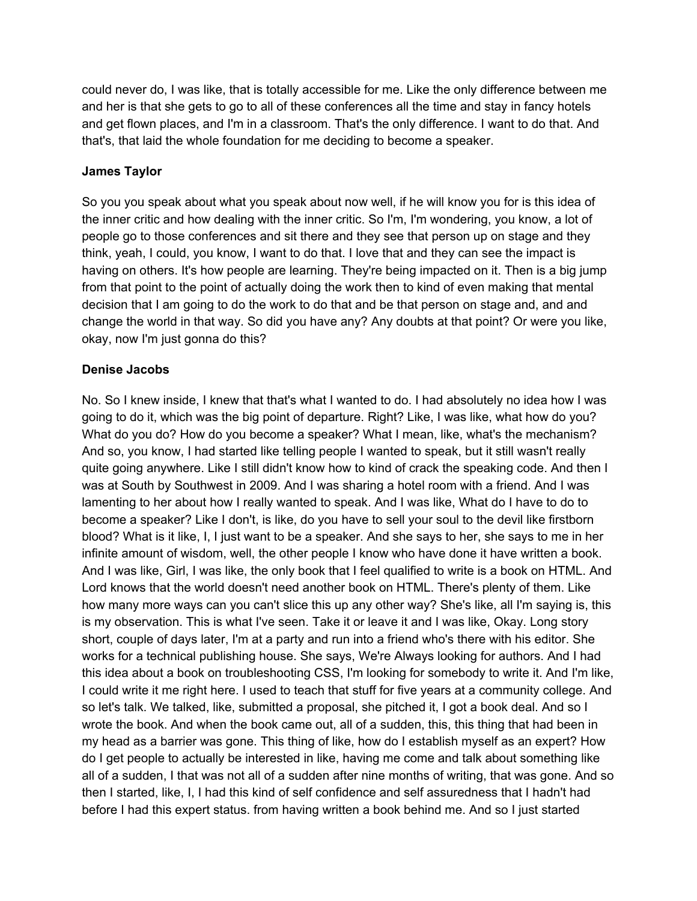could never do, I was like, that is totally accessible for me. Like the only difference between me and her is that she gets to go to all of these conferences all the time and stay in fancy hotels and get flown places, and I'm in a classroom. That's the only difference. I want to do that. And that's, that laid the whole foundation for me deciding to become a speaker.

**James Taylor**

So you you speak about what you speak about now well, if he will know you for is this idea of the inner critic and how dealing with the inner critic. So I'm, I'm wondering, you know, a lot of people go to those conferences and sit there and they see that person up on stage and they think, yeah, I could, you know, I want to do that. I love that and they can see the impact is having on others. It's how people are learning. They're being impacted on it. Then is a big jump from that point to the point of actually doing the work then to kind of even making that mental decision that I am going to do the work to do that and be that person on stage and, and and change the world in that way. So did you have any? Any doubts at that point? Or were you like, okay, now I'm just gonna do this?

**Denise Jacobs**

No. So I knew inside, I knew that that's what I wanted to do. I had absolutely no idea how I was going to do it, which was the big point of departure. Right? Like, I was like, what how do you? What do you do? How do you become a speaker? What I mean, like, what's the mechanism? And so, you know, I had started like telling people I wanted to speak, but it still wasn't really quite going anywhere. Like I still didn't know how to kind of crack the speaking code. And then I was at South by Southwest in 2009. And I was sharing a hotel room with a friend. And I was lamenting to her about how I really wanted to speak. And I was like, What do I have to do to become a speaker? Like I don't, is like, do you have to sell your soul to the devil like firstborn blood? What is it like, I, I just want to be a speaker. And she says to her, she says to me in her infinite amount of wisdom, well, the other people I know who have done it have written a book. And I was like, Girl, I was like, the only book that I feel qualified to write is a book on HTML. And Lord knows that the world doesn't need another book on HTML. There's plenty of them. Like how many more ways can you can't slice this up any other way? She's like, all I'm saying is, this is my observation. This is what I've seen. Take it or leave it and I was like, Okay. Long story short, couple of days later, I'm at a party and run into a friend who's there with his editor. She works for a technical publishing house. She says, We're Always looking for authors. And I had this idea about a book on troubleshooting CSS, I'm looking for somebody to write it. And I'm like, I could write it me right here. I used to teach that stuff for five years at a community college. And so let's talk. We talked, like, submitted a proposal, she pitched it, I got a book deal. And so I wrote the book. And when the book came out, all of a sudden, this, this thing that had been in my head as a barrier was gone. This thing of like, how do I establish myself as an expert? How do I get people to actually be interested in like, having me come and talk about something like all of a sudden, I that was not all of a sudden after nine months of writing, that was gone. And so then I started, like, I, I had this kind of self confidence and self assuredness that I hadn't had before I had this expert status. from having written a book behind me. And so I just started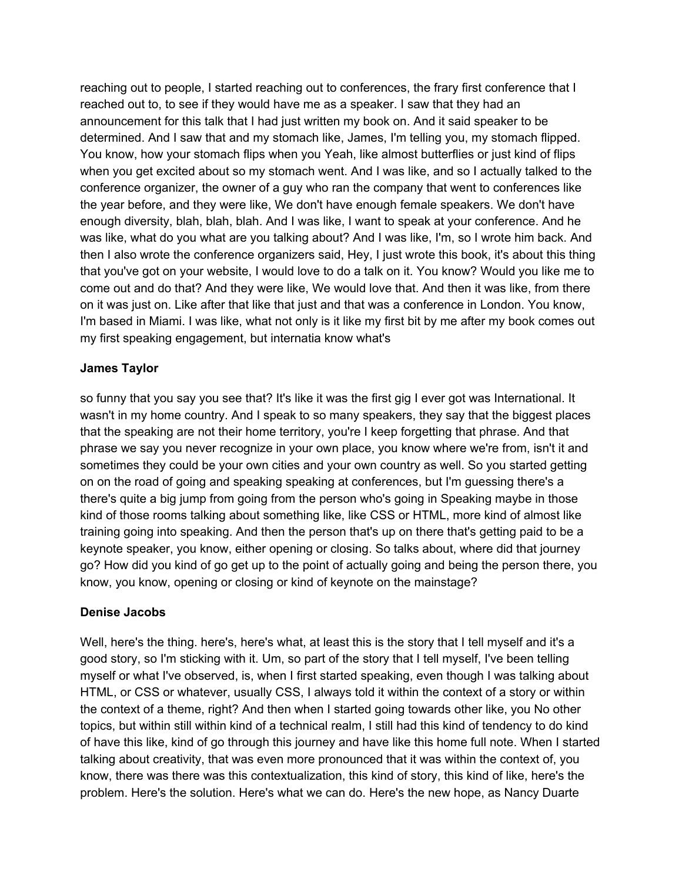reaching out to people, I started reaching out to conferences, the frary first conference that I reached out to, to see if they would have me as a speaker. I saw that they had an announcement for this talk that I had just written my book on. And it said speaker to be determined. And I saw that and my stomach like, James, I'm telling you, my stomach flipped. You know, how your stomach flips when you Yeah, like almost butterflies or just kind of flips when you get excited about so my stomach went. And I was like, and so I actually talked to the conference organizer, the owner of a guy who ran the company that went to conferences like the year before, and they were like, We don't have enough female speakers. We don't have enough diversity, blah, blah, blah. And I was like, I want to speak at your conference. And he was like, what do you what are you talking about? And I was like, I'm, so I wrote him back. And then I also wrote the conference organizers said, Hey, I just wrote this book, it's about this thing that you've got on your website, I would love to do a talk on it. You know? Would you like me to come out and do that? And they were like, We would love that. And then it was like, from there on it was just on. Like after that like that just and that was a conference in London. You know, I'm based in Miami. I was like, what not only is it like my first bit by me after my book comes out my first speaking engagement, but internatia know what's

**James Taylor**

so funny that you say you see that? It's like it was the first gig I ever got was International. It wasn't in my home country. And I speak to so many speakers, they say that the biggest places that the speaking are not their home territory, you're I keep forgetting that phrase. And that phrase we say you never recognize in your own place, you know where we're from, isn't it and sometimes they could be your own cities and your own country as well. So you started getting on on the road of going and speaking speaking at conferences, but I'm guessing there's a there's quite a big jump from going from the person who's going in Speaking maybe in those kind of those rooms talking about something like, like CSS or HTML, more kind of almost like training going into speaking. And then the person that's up on there that's getting paid to be a keynote speaker, you know, either opening or closing. So talks about, where did that journey go? How did you kind of go get up to the point of actually going and being the person there, you know, you know, opening or closing or kind of keynote on the mainstage?

**Denise Jacobs**

Well, here's the thing. here's, here's what, at least this is the story that I tell myself and it's a good story, so I'm sticking with it. Um, so part of the story that I tell myself, I've been telling myself or what I've observed, is, when I first started speaking, even though I was talking about HTML, or CSS or whatever, usually CSS, I always told it within the context of a story or within the context of a theme, right? And then when I started going towards other like, you No other topics, but within still within kind of a technical realm, I still had this kind of tendency to do kind of have this like, kind of go through this journey and have like this home full note. When I started talking about creativity, that was even more pronounced that it was within the context of, you know, there was there was this contextualization, this kind of story, this kind of like, here's the problem. Here's the solution. Here's what we can do. Here's the new hope, as Nancy Duarte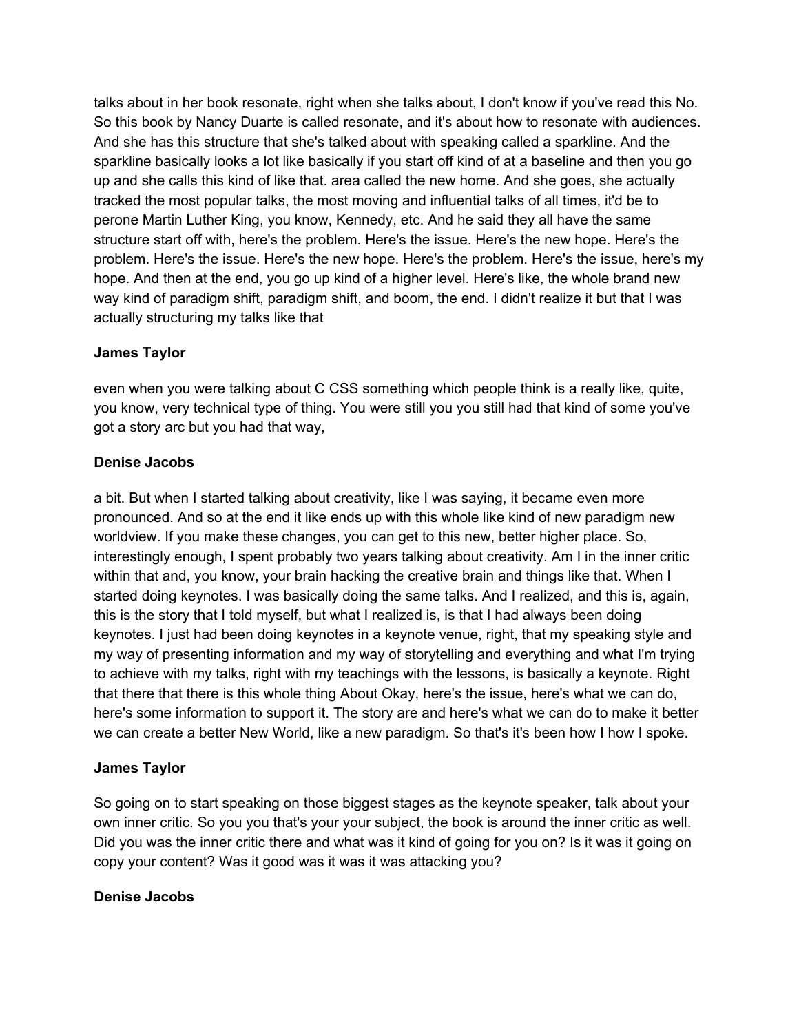talks about in her book resonate, right when she talks about, I don't know if you've read this No. So this book by Nancy Duarte is called resonate, and it's about how to resonate with audiences. And she has this structure that she's talked about with speaking called a sparkline. And the sparkline basically looks a lot like basically if you start off kind of at a baseline and then you go up and she calls this kind of like that. area called the new home. And she goes, she actually tracked the most popular talks, the most moving and influential talks of all times, it'd be to perone Martin Luther King, you know, Kennedy, etc. And he said they all have the same structure start off with, here's the problem. Here's the issue. Here's the new hope. Here's the problem. Here's the issue. Here's the new hope. Here's the problem. Here's the issue, here's my hope. And then at the end, you go up kind of a higher level. Here's like, the whole brand new way kind of paradigm shift, paradigm shift, and boom, the end. I didn't realize it but that I was actually structuring my talks like that

**James Taylor**

even when you were talking about C CSS something which people think is a really like, quite, you know, very technical type of thing. You were still you you still had that kind of some you've got a story arc but you had that way,

**Denise Jacobs**

a bit. But when I started talking about creativity, like I was saying, it became even more pronounced. And so at the end it like ends up with this whole like kind of new paradigm new worldview. If you make these changes, you can get to this new, better higher place. So, interestingly enough, I spent probably two years talking about creativity. Am I in the inner critic within that and, you know, your brain hacking the creative brain and things like that. When I started doing keynotes. I was basically doing the same talks. And I realized, and this is, again, this is the story that I told myself, but what I realized is, is that I had always been doing keynotes. I just had been doing keynotes in a keynote venue, right, that my speaking style and my way of presenting information and my way of storytelling and everything and what I'm trying to achieve with my talks, right with my teachings with the lessons, is basically a keynote. Right that there that there is this whole thing About Okay, here's the issue, here's what we can do, here's some information to support it. The story are and here's what we can do to make it better we can create a better New World, like a new paradigm. So that's it's been how I how I spoke.

**James Taylor**

So going on to start speaking on those biggest stages as the keynote speaker, talk about your own inner critic. So you you that's your your subject, the book is around the inner critic as well. Did you was the inner critic there and what was it kind of going for you on? Is it was it going on copy your content? Was it good was it was it was attacking you?

**Denise Jacobs**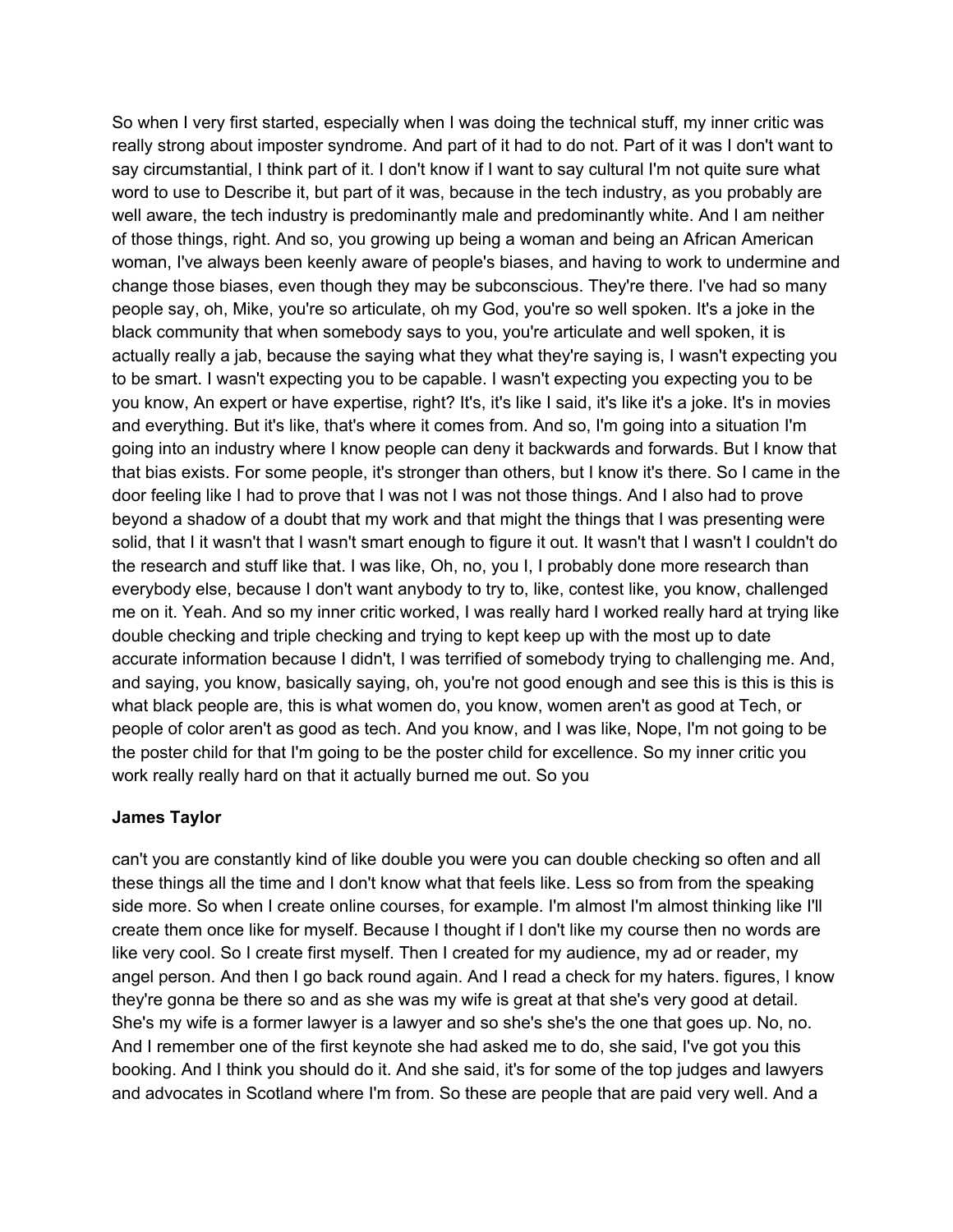So when I very first started, especially when I was doing the technical stuff, my inner critic was really strong about imposter syndrome. And part of it had to do not. Part of it was I don't want to say circumstantial, I think part of it. I don't know if I want to say cultural I'm not quite sure what word to use to Describe it, but part of it was, because in the tech industry, as you probably are well aware, the tech industry is predominantly male and predominantly white. And I am neither of those things, right. And so, you growing up being a woman and being an African American woman, I've always been keenly aware of people's biases, and having to work to undermine and change those biases, even though they may be subconscious. They're there. I've had so many people say, oh, Mike, you're so articulate, oh my God, you're so well spoken. It's a joke in the black community that when somebody says to you, you're articulate and well spoken, it is actually really a jab, because the saying what they what they're saying is, I wasn't expecting you to be smart. I wasn't expecting you to be capable. I wasn't expecting you expecting you to be you know, An expert or have expertise, right? It's, it's like I said, it's like it's a joke. It's in movies and everything. But it's like, that's where it comes from. And so, I'm going into a situation I'm going into an industry where I know people can deny it backwards and forwards. But I know that that bias exists. For some people, it's stronger than others, but I know it's there. So I came in the door feeling like I had to prove that I was not I was not those things. And I also had to prove beyond a shadow of a doubt that my work and that might the things that I was presenting were solid, that I it wasn't that I wasn't smart enough to figure it out. It wasn't that I wasn't I couldn't do the research and stuff like that. I was like, Oh, no, you I, I probably done more research than everybody else, because I don't want anybody to try to, like, contest like, you know, challenged me on it. Yeah. And so my inner critic worked, I was really hard I worked really hard at trying like double checking and triple checking and trying to kept keep up with the most up to date accurate information because I didn't, I was terrified of somebody trying to challenging me. And, and saying, you know, basically saying, oh, you're not good enough and see this is this is this is what black people are, this is what women do, you know, women aren't as good at Tech, or people of color aren't as good as tech. And you know, and I was like, Nope, I'm not going to be the poster child for that I'm going to be the poster child for excellence. So my inner critic you work really really hard on that it actually burned me out. So you

**James Taylor**

can't you are constantly kind of like double you were you can double checking so often and all these things all the time and I don't know what that feels like. Less so from from the speaking side more. So when I create online courses, for example. I'm almost I'm almost thinking like I'll create them once like for myself. Because I thought if I don't like my course then no words are like very cool. So I create first myself. Then I created for my audience, my ad or reader, my angel person. And then I go back round again. And I read a check for my haters. figures, I know they're gonna be there so and as she was my wife is great at that she's very good at detail. She's my wife is a former lawyer is a lawyer and so she's she's the one that goes up. No, no. And I remember one of the first keynote she had asked me to do, she said, I've got you this booking. And I think you should do it. And she said, it's for some of the top judges and lawyers and advocates in Scotland where I'm from. So these are people that are paid very well. And a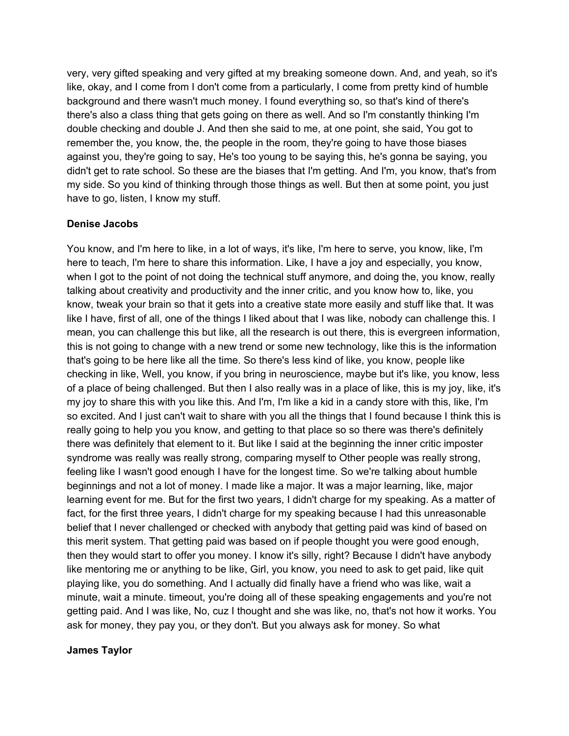very, very gifted speaking and very gifted at my breaking someone down. And, and yeah, so it's like, okay, and I come from I don't come from a particularly, I come from pretty kind of humble background and there wasn't much money. I found everything so, so that's kind of there's there's also a class thing that gets going on there as well. And so I'm constantly thinking I'm double checking and double J. And then she said to me, at one point, she said, You got to remember the, you know, the, the people in the room, they're going to have those biases against you, they're going to say, He's too young to be saying this, he's gonna be saying, you didn't get to rate school. So these are the biases that I'm getting. And I'm, you know, that's from my side. So you kind of thinking through those things as well. But then at some point, you just have to go, listen, I know my stuff.

**Denise Jacobs**

You know, and I'm here to like, in a lot of ways, it's like, I'm here to serve, you know, like, I'm here to teach, I'm here to share this information. Like, I have a joy and especially, you know, when I got to the point of not doing the technical stuff anymore, and doing the, you know, really talking about creativity and productivity and the inner critic, and you know how to, like, you know, tweak your brain so that it gets into a creative state more easily and stuff like that. It was like I have, first of all, one of the things I liked about that I was like, nobody can challenge this. I mean, you can challenge this but like, all the research is out there, this is evergreen information, this is not going to change with a new trend or some new technology, like this is the information that's going to be here like all the time. So there's less kind of like, you know, people like checking in like, Well, you know, if you bring in neuroscience, maybe but it's like, you know, less of a place of being challenged. But then I also really was in a place of like, this is my joy, like, it's my joy to share this with you like this. And I'm, I'm like a kid in a candy store with this, like, I'm so excited. And I just can't wait to share with you all the things that I found because I think this is really going to help you you know, and getting to that place so so there was there's definitely there was definitely that element to it. But like I said at the beginning the inner critic imposter syndrome was really was really strong, comparing myself to Other people was really strong, feeling like I wasn't good enough I have for the longest time. So we're talking about humble beginnings and not a lot of money. I made like a major. It was a major learning, like, major learning event for me. But for the first two years, I didn't charge for my speaking. As a matter of fact, for the first three years, I didn't charge for my speaking because I had this unreasonable belief that I never challenged or checked with anybody that getting paid was kind of based on this merit system. That getting paid was based on if people thought you were good enough, then they would start to offer you money. I know it's silly, right? Because I didn't have anybody like mentoring me or anything to be like, Girl, you know, you need to ask to get paid, like quit playing like, you do something. And I actually did finally have a friend who was like, wait a minute, wait a minute. timeout, you're doing all of these speaking engagements and you're not getting paid. And I was like, No, cuz I thought and she was like, no, that's not how it works. You ask for money, they pay you, or they don't. But you always ask for money. So what

**James Taylor**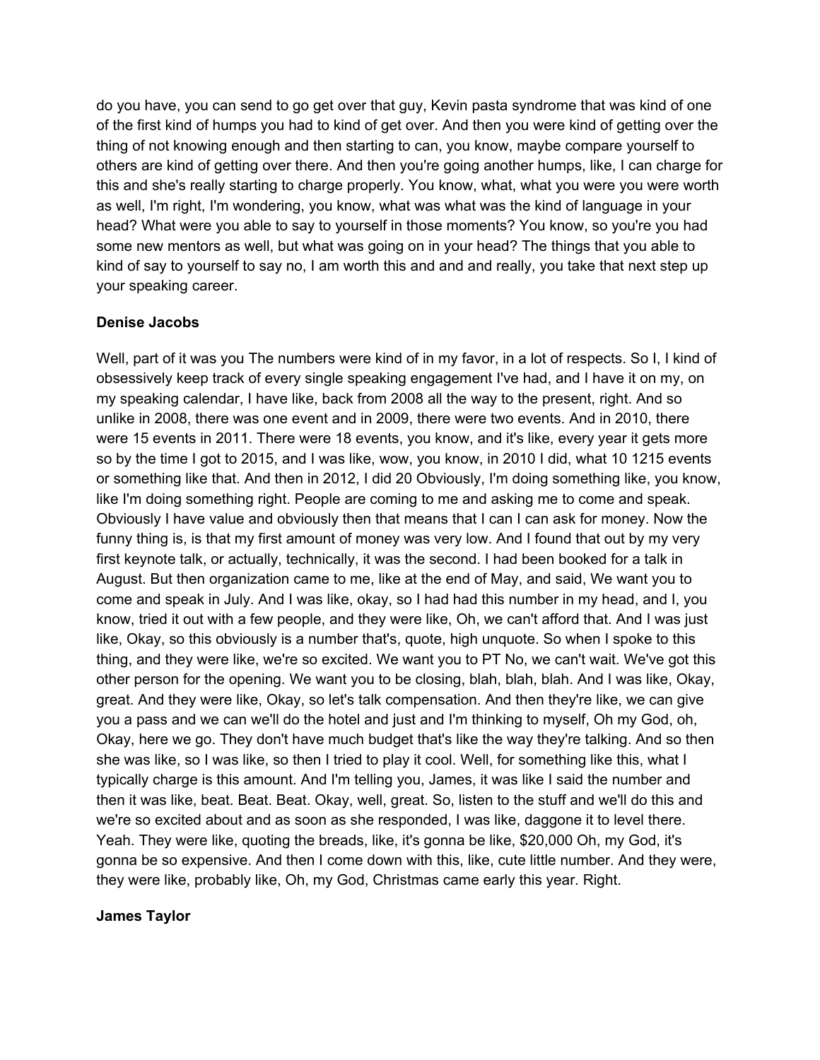do you have, you can send to go get over that guy, Kevin pasta syndrome that was kind of one of the first kind of humps you had to kind of get over. And then you were kind of getting over the thing of not knowing enough and then starting to can, you know, maybe compare yourself to others are kind of getting over there. And then you're going another humps, like, I can charge for this and she's really starting to charge properly. You know, what, what you were you were worth as well, I'm right, I'm wondering, you know, what was what was the kind of language in your head? What were you able to say to yourself in those moments? You know, so you're you had some new mentors as well, but what was going on in your head? The things that you able to kind of say to yourself to say no, I am worth this and and and really, you take that next step up your speaking career.

**Denise Jacobs**

Well, part of it was you The numbers were kind of in my favor, in a lot of respects. So I, I kind of obsessively keep track of every single speaking engagement I've had, and I have it on my, on my speaking calendar, I have like, back from 2008 all the way to the present, right. And so unlike in 2008, there was one event and in 2009, there were two events. And in 2010, there were 15 events in 2011. There were 18 events, you know, and it's like, every year it gets more so by the time I got to 2015, and I was like, wow, you know, in 2010 I did, what 10 1215 events or something like that. And then in 2012, I did 20 Obviously, I'm doing something like, you know, like I'm doing something right. People are coming to me and asking me to come and speak. Obviously I have value and obviously then that means that I can I can ask for money. Now the funny thing is, is that my first amount of money was very low. And I found that out by my very first keynote talk, or actually, technically, it was the second. I had been booked for a talk in August. But then organization came to me, like at the end of May, and said, We want you to come and speak in July. And I was like, okay, so I had had this number in my head, and I, you know, tried it out with a few people, and they were like, Oh, we can't afford that. And I was just like, Okay, so this obviously is a number that's, quote, high unquote. So when I spoke to this thing, and they were like, we're so excited. We want you to PT No, we can't wait. We've got this other person for the opening. We want you to be closing, blah, blah, blah. And I was like, Okay, great. And they were like, Okay, so let's talk compensation. And then they're like, we can give you a pass and we can we'll do the hotel and just and I'm thinking to myself, Oh my God, oh, Okay, here we go. They don't have much budget that's like the way they're talking. And so then she was like, so I was like, so then I tried to play it cool. Well, for something like this, what I typically charge is this amount. And I'm telling you, James, it was like I said the number and then it was like, beat. Beat. Beat. Okay, well, great. So, listen to the stuff and we'll do this and we're so excited about and as soon as she responded, I was like, daggone it to level there. Yeah. They were like, quoting the breads, like, it's gonna be like, $20,000 Oh, my God, it's gonna be so expensive. And then I come down with this, like, cute little number. And they were, they were like, probably like, Oh, my God, Christmas came early this year. Right.

**James Taylor**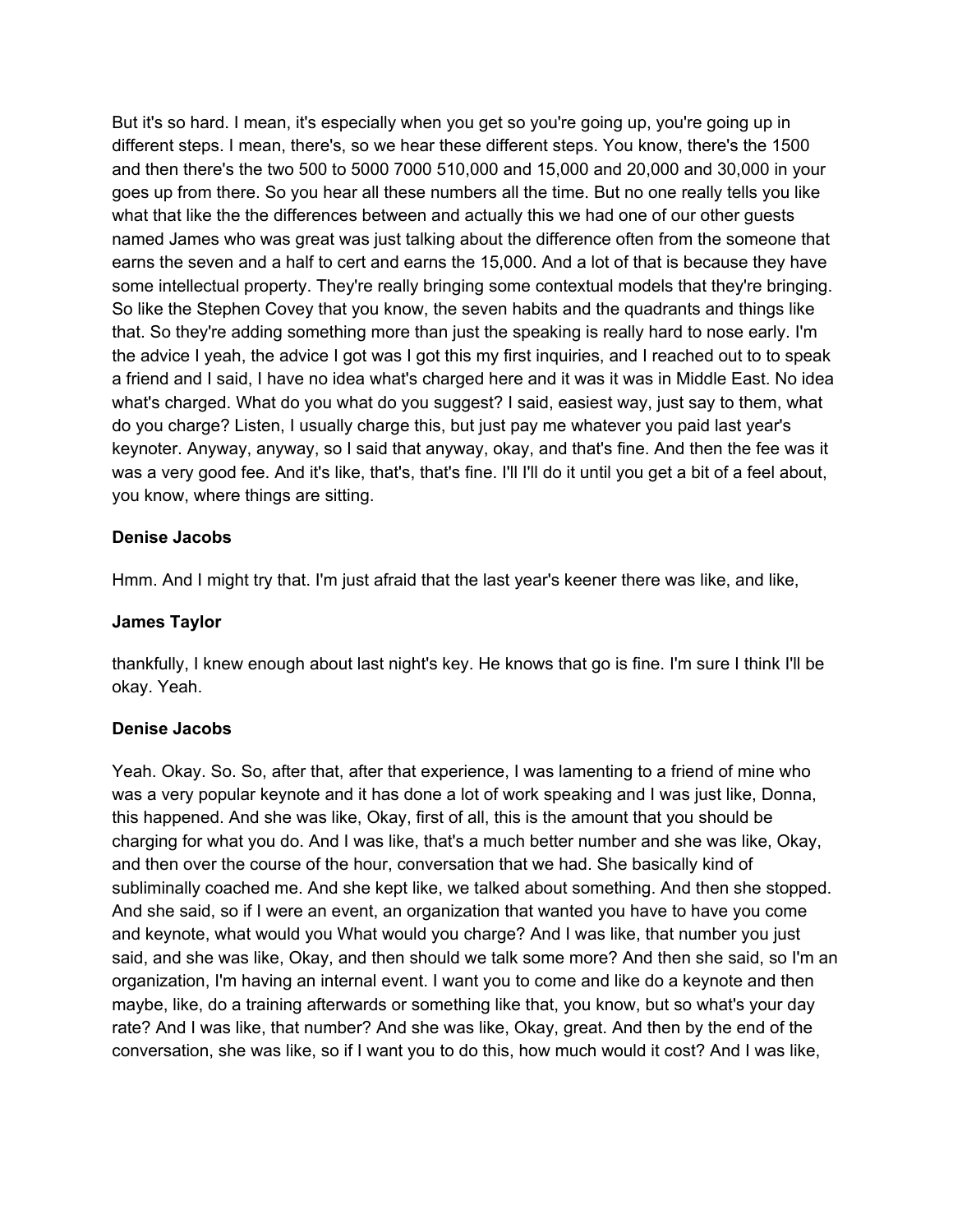But it's so hard. I mean, it's especially when you get so you're going up, you're going up in different steps. I mean, there's, so we hear these different steps. You know, there's the 1500 and then there's the two 500 to 5000 7000 510,000 and 15,000 and 20,000 and 30,000 in your goes up from there. So you hear all these numbers all the time. But no one really tells you like what that like the the differences between and actually this we had one of our other guests named James who was great was just talking about the difference often from the someone that earns the seven and a half to cert and earns the 15,000. And a lot of that is because they have some intellectual property. They're really bringing some contextual models that they're bringing. So like the Stephen Covey that you know, the seven habits and the quadrants and things like that. So they're adding something more than just the speaking is really hard to nose early. I'm the advice I yeah, the advice I got was I got this my first inquiries, and I reached out to to speak a friend and I said, I have no idea what's charged here and it was it was in Middle East. No idea what's charged. What do you what do you suggest? I said, easiest way, just say to them, what do you charge? Listen, I usually charge this, but just pay me whatever you paid last year's keynoter. Anyway, anyway, so I said that anyway, okay, and that's fine. And then the fee was it was a very good fee. And it's like, that's, that's fine. I'll I'll do it until you get a bit of a feel about, you know, where things are sitting.

**Denise Jacobs**

Hmm. And I might try that. I'm just afraid that the last year's keener there was like, and like,

**James Taylor**

thankfully, I knew enough about last night's key. He knows that go is fine. I'm sure I think I'll be okay. Yeah.

**Denise Jacobs**

Yeah. Okay. So. So, after that, after that experience, I was lamenting to a friend of mine who was a very popular keynote and it has done a lot of work speaking and I was just like, Donna, this happened. And she was like, Okay, first of all, this is the amount that you should be charging for what you do. And I was like, that's a much better number and she was like, Okay, and then over the course of the hour, conversation that we had. She basically kind of subliminally coached me. And she kept like, we talked about something. And then she stopped. And she said, so if I were an event, an organization that wanted you have to have you come and keynote, what would you What would you charge? And I was like, that number you just said, and she was like, Okay, and then should we talk some more? And then she said, so I'm an organization, I'm having an internal event. I want you to come and like do a keynote and then maybe, like, do a training afterwards or something like that, you know, but so what's your day rate? And I was like, that number? And she was like, Okay, great. And then by the end of the conversation, she was like, so if I want you to do this, how much would it cost? And I was like,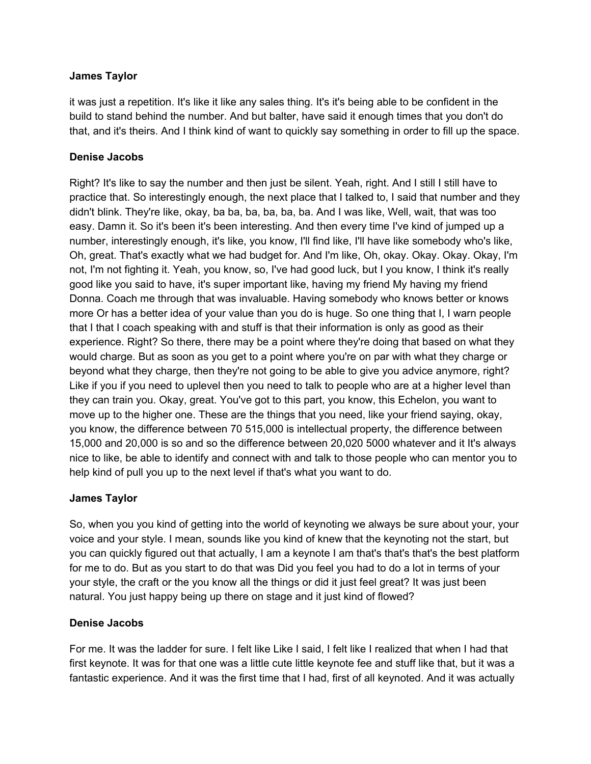**James Taylor**

it was just a repetition. It's like it like any sales thing. It's it's being able to be confident in the build to stand behind the number. And but balter, have said it enough times that you don't do that, and it's theirs. And I think kind of want to quickly say something in order to fill up the space.

**Denise Jacobs**

Right? It's like to say the number and then just be silent. Yeah, right. And I still I still have to practice that. So interestingly enough, the next place that I talked to, I said that number and they didn't blink. They're like, okay, ba ba, ba, ba, ba, ba. And I was like, Well, wait, that was too easy. Damn it. So it's been it's been interesting. And then every time I've kind of jumped up a number, interestingly enough, it's like, you know, I'll find like, I'll have like somebody who's like, Oh, great. That's exactly what we had budget for. And I'm like, Oh, okay. Okay. Okay. Okay, I'm not, I'm not fighting it. Yeah, you know, so, I've had good luck, but I you know, I think it's really good like you said to have, it's super important like, having my friend My having my friend Donna. Coach me through that was invaluable. Having somebody who knows better or knows more Or has a better idea of your value than you do is huge. So one thing that I, I warn people that I that I coach speaking with and stuff is that their information is only as good as their experience. Right? So there, there may be a point where they're doing that based on what they would charge. But as soon as you get to a point where you're on par with what they charge or beyond what they charge, then they're not going to be able to give you advice anymore, right? Like if you if you need to uplevel then you need to talk to people who are at a higher level than they can train you. Okay, great. You've got to this part, you know, this Echelon, you want to move up to the higher one. These are the things that you need, like your friend saying, okay, you know, the difference between 70 515,000 is intellectual property, the difference between 15,000 and 20,000 is so and so the difference between 20,020 5000 whatever and it It's always nice to like, be able to identify and connect with and talk to those people who can mentor you to help kind of pull you up to the next level if that's what you want to do.

**James Taylor**

So, when you you kind of getting into the world of keynoting we always be sure about your, your voice and your style. I mean, sounds like you kind of knew that the keynoting not the start, but you can quickly figured out that actually, I am a keynote I am that's that's that's the best platform for me to do. But as you start to do that was Did you feel you had to do a lot in terms of your your style, the craft or the you know all the things or did it just feel great? It was just been natural. You just happy being up there on stage and it just kind of flowed?

**Denise Jacobs**

For me. It was the ladder for sure. I felt like Like I said, I felt like I realized that when I had that first keynote. It was for that one was a little cute little keynote fee and stuff like that, but it was a fantastic experience. And it was the first time that I had, first of all keynoted. And it was actually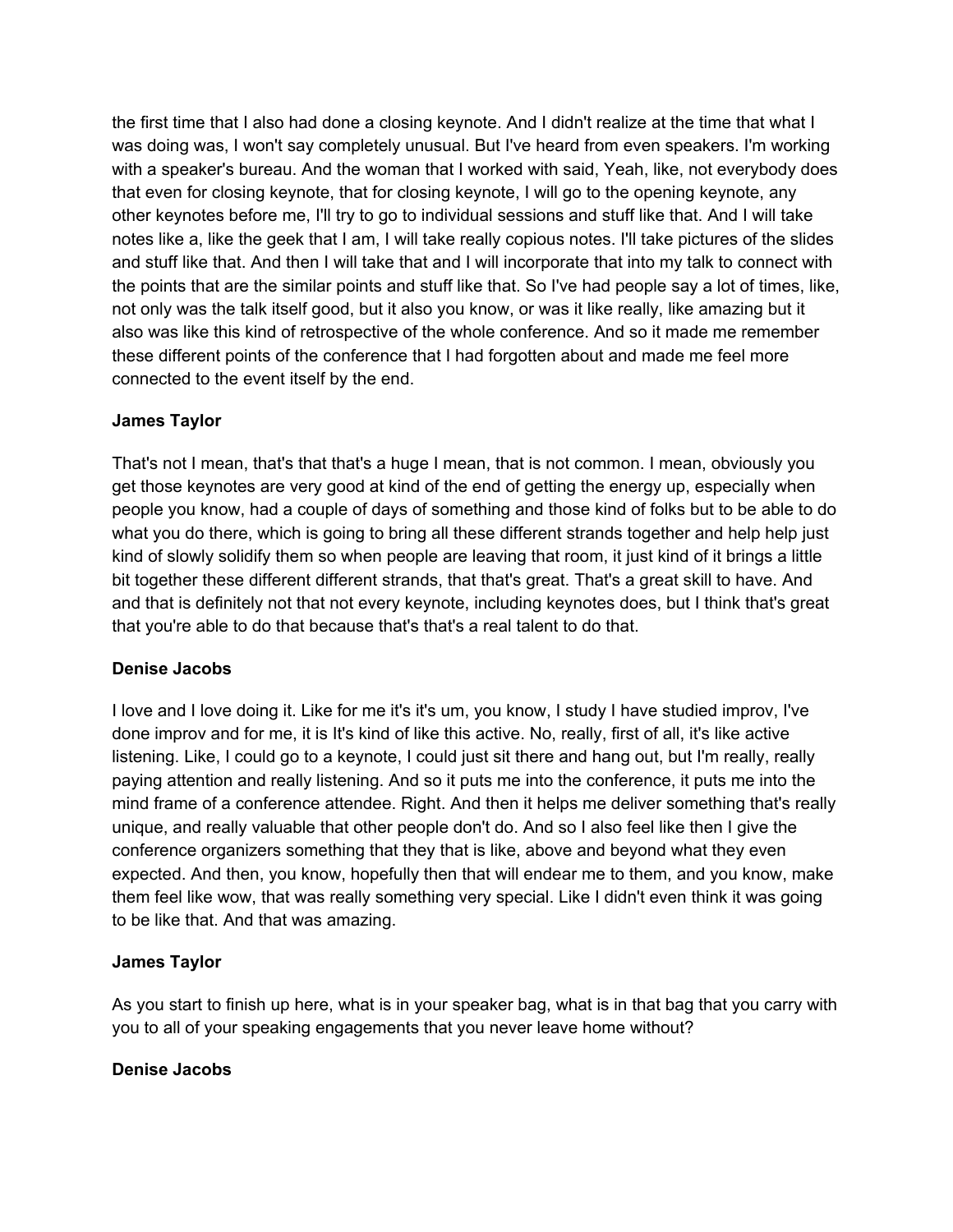the first time that I also had done a closing keynote. And I didn't realize at the time that what I was doing was, I won't say completely unusual. But I've heard from even speakers. I'm working with a speaker's bureau. And the woman that I worked with said, Yeah, like, not everybody does that even for closing keynote, that for closing keynote, I will go to the opening keynote, any other keynotes before me, I'll try to go to individual sessions and stuff like that. And I will take notes like a, like the geek that I am, I will take really copious notes. I'll take pictures of the slides and stuff like that. And then I will take that and I will incorporate that into my talk to connect with the points that are the similar points and stuff like that. So I've had people say a lot of times, like, not only was the talk itself good, but it also you know, or was it like really, like amazing but it also was like this kind of retrospective of the whole conference. And so it made me remember these different points of the conference that I had forgotten about and made me feel more connected to the event itself by the end.

**James Taylor**

That's not I mean, that's that that's a huge I mean, that is not common. I mean, obviously you get those keynotes are very good at kind of the end of getting the energy up, especially when people you know, had a couple of days of something and those kind of folks but to be able to do what you do there, which is going to bring all these different strands together and help help just kind of slowly solidify them so when people are leaving that room, it just kind of it brings a little bit together these different different strands, that that's great. That's a great skill to have. And and that is definitely not that not every keynote, including keynotes does, but I think that's great that you're able to do that because that's that's a real talent to do that.

**Denise Jacobs**

I love and I love doing it. Like for me it's it's um, you know, I study I have studied improv, I've done improv and for me, it is It's kind of like this active. No, really, first of all, it's like active listening. Like, I could go to a keynote, I could just sit there and hang out, but I'm really, really paying attention and really listening. And so it puts me into the conference, it puts me into the mind frame of a conference attendee. Right. And then it helps me deliver something that's really unique, and really valuable that other people don't do. And so I also feel like then I give the conference organizers something that they that is like, above and beyond what they even expected. And then, you know, hopefully then that will endear me to them, and you know, make them feel like wow, that was really something very special. Like I didn't even think it was going to be like that. And that was amazing.

**James Taylor**

As you start to finish up here, what is in your speaker bag, what is in that bag that you carry with you to all of your speaking engagements that you never leave home without?

**Denise Jacobs**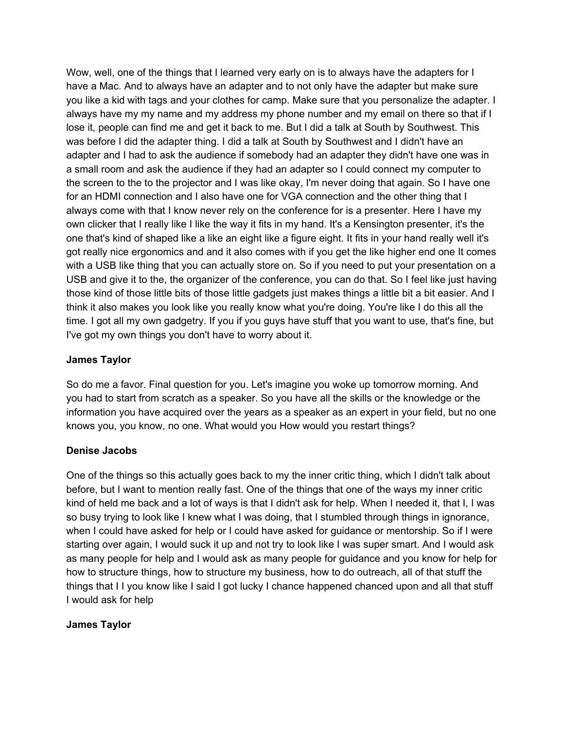Wow, well, one of the things that I learned very early on is to always have the adapters for I have a Mac. And to always have an adapter and to not only have the adapter but make sure you like a kid with tags and your clothes for camp. Make sure that you personalize the adapter. I always have my my name and my address my phone number and my email on there so that if I lose it, people can find me and get it back to me. But I did a talk at South by Southwest. This was before I did the adapter thing. I did a talk at South by Southwest and I didn't have an adapter and I had to ask the audience if somebody had an adapter they didn't have one was in a small room and ask the audience if they had an adapter so I could connect my computer to the screen to the to the projector and I was like okay, I'm never doing that again. So I have one for an HDMI connection and I also have one for VGA connection and the other thing that I always come with that I know never rely on the conference for is a presenter. Here I have my own clicker that I really like I like the way it fits in my hand. It's a Kensington presenter, it's the one that's kind of shaped like a like an eight like a figure eight. It fits in your hand really well it's got really nice ergonomics and and it also comes with if you get the like higher end one It comes with a USB like thing that you can actually store on. So if you need to put your presentation on a USB and give it to the, the organizer of the conference, you can do that. So I feel like just having those kind of those little bits of those little gadgets just makes things a little bit a bit easier. And I think it also makes you look like you really know what you're doing. You're like I do this all the time. I got all my own gadgetry. If you if you guys have stuff that you want to use, that's fine, but I've got my own things you don't have to worry about it.

**James Taylor**

So do me a favor. Final question for you. Let's imagine you woke up tomorrow morning. And you had to start from scratch as a speaker. So you have all the skills or the knowledge or the information you have acquired over the years as a speaker as an expert in your field, but no one knows you, you know, no one. What would you How would you restart things?

**Denise Jacobs**

One of the things so this actually goes back to my the inner critic thing, which I didn't talk about before, but I want to mention really fast. One of the things that one of the ways my inner critic kind of held me back and a lot of ways is that I didn't ask for help. When I needed it, that I, I was so busy trying to look like I knew what I was doing, that I stumbled through things in ignorance, when I could have asked for help or I could have asked for guidance or mentorship. So if I were starting over again, I would suck it up and not try to look like I was super smart. And I would ask as many people for help and I would ask as many people for guidance and you know for help for how to structure things, how to structure my business, how to do outreach, all of that stuff the things that I I you know like I said I got lucky I chance happened chanced upon and all that stuff I would ask for help

**James Taylor**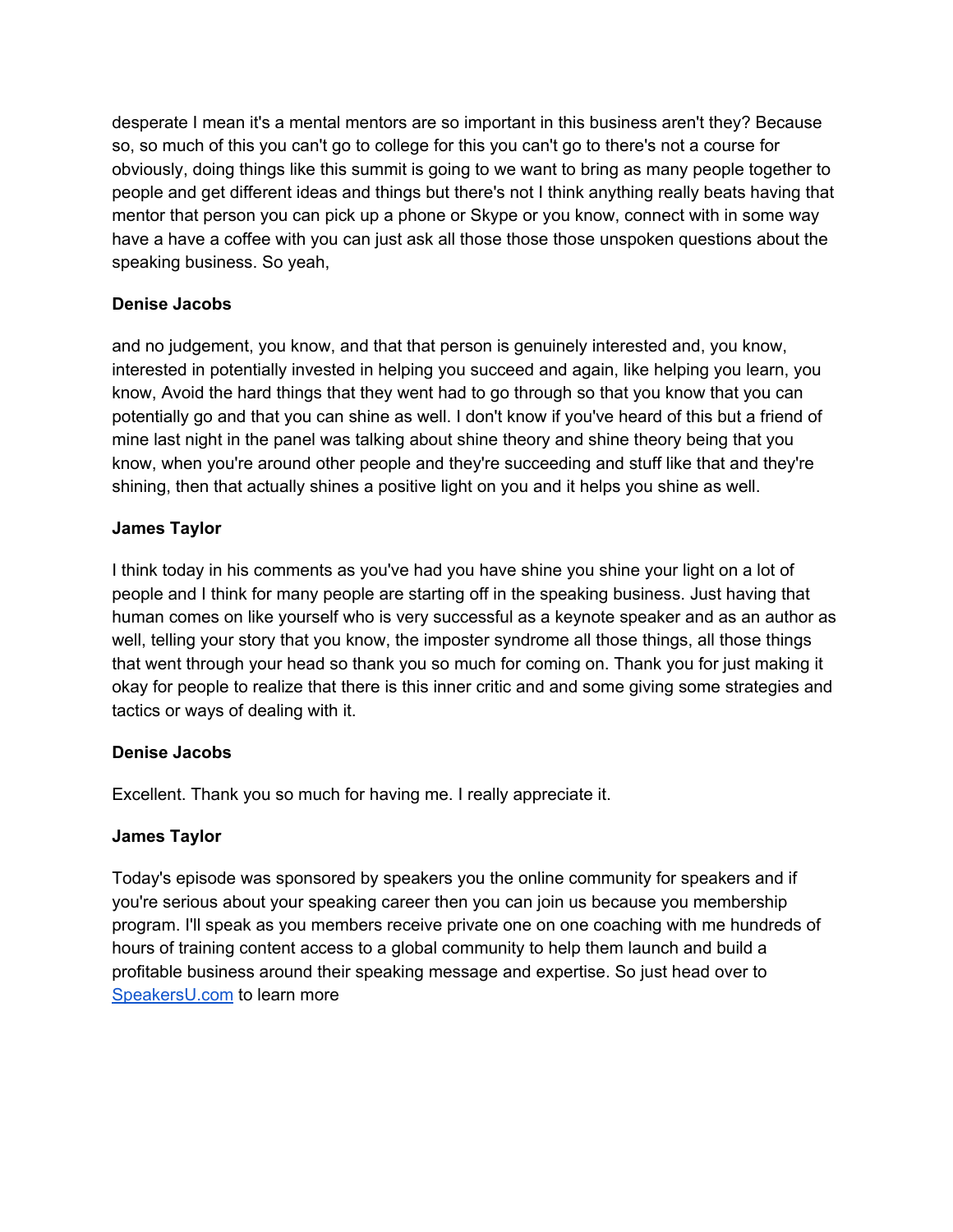desperate I mean it's a mental mentors are so important in this business aren't they? Because so, so much of this you can't go to college for this you can't go to there's not a course for obviously, doing things like this summit is going to we want to bring as many people together to people and get different ideas and things but there's not I think anything really beats having that mentor that person you can pick up a phone or Skype or you know, connect with in some way have a have a coffee with you can just ask all those those those unspoken questions about the speaking business. So yeah,

**Denise Jacobs**

and no judgement, you know, and that that person is genuinely interested and, you know, interested in potentially invested in helping you succeed and again, like helping you learn, you know, Avoid the hard things that they went had to go through so that you know that you can potentially go and that you can shine as well. I don't know if you've heard of this but a friend of mine last night in the panel was talking about shine theory and shine theory being that you know, when you're around other people and they're succeeding and stuff like that and they're shining, then that actually shines a positive light on you and it helps you shine as well.

**James Taylor**

I think today in his comments as you've had you have shine you shine your light on a lot of people and I think for many people are starting off in the speaking business. Just having that human comes on like yourself who is very successful as a keynote speaker and as an author as well, telling your story that you know, the imposter syndrome all those things, all those things that went through your head so thank you so much for coming on. Thank you for just making it okay for people to realize that there is this inner critic and and some giving some strategies and tactics or ways of dealing with it.

**Denise Jacobs**

Excellent. Thank you so much for having me. I really appreciate it.

**James Taylor**

Today's episode was sponsored by speakers you the online community for speakers and if you're serious about your speaking career then you can join us because you membership program. I'll speak as you members receive private one on one coaching with me hundreds of hours of training content access to a global community to help them launch and build a profitable business around their speaking message and expertise. So just head over to SpeakersU.com to learn more